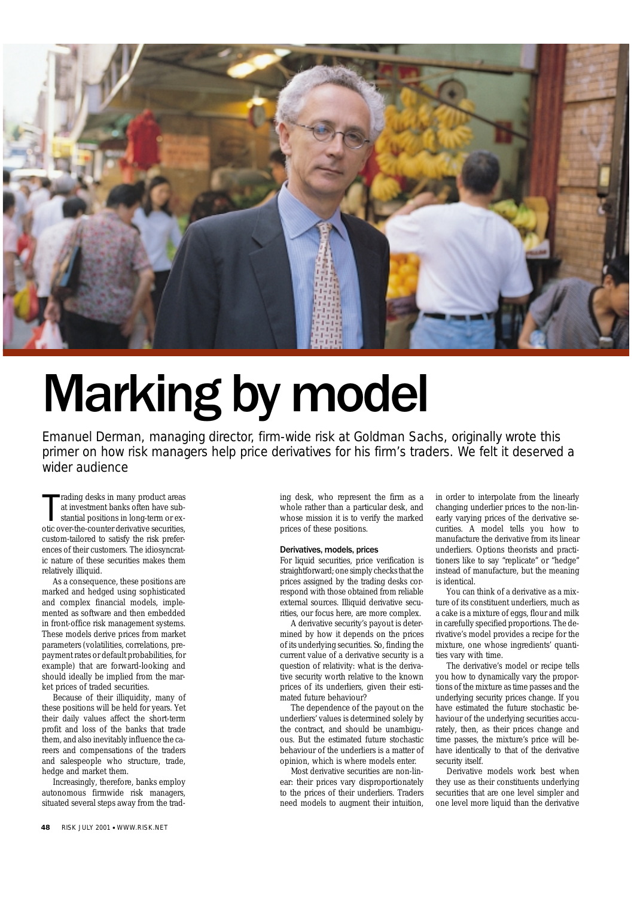# Marking by model

Emanuel Derman, managing director, firm-wide risk at Goldman Sachs, originally wrote this primer on how risk managers help price derivatives for his firm's traders. We felt it deserved a wider audience

Trading desks in many product areas at investment banks often have substantial positions in long-term or exotic over-the-counter derivative securities, custom-tailored to satisfy the risk preferences of their customers. The idiosyncratic nature of these securities makes them relatively illiquid.

As a consequence, these positions are marked and hedged using sophisticated and complex financial models, implemented as software and then embedded in front-office risk management systems. These models derive prices from market parameters (volatilities, correlations, prepayment rates or default probabilities, for example) that are forward-looking and should ideally be implied from the market prices of traded securities.

Because of their illiquidity, many of these positions will be held for years. Yet their daily values affect the short-term profit and loss of the banks that trade them, and also inevitably influence the careers and compensations of the traders and salespeople who structure, trade, hedge and market them.

Increasingly, therefore, banks employ autonomous firmwide risk managers, situated several steps away from the trading desk, who represent the firm as a whole rather than a particular desk, and whose mission it is to verify the marked prices of these positions.

### Derivatives, models, prices

For liquid securities, price verification is straightforward; one simply checks that the prices assigned by the trading desks correspond with those obtained from reliable external sources. Illiquid derivative securities, our focus here, are more complex.

A derivative security's payout is determined by how it depends on the prices of its underlying securities. So, finding the current value of a derivative security is a question of relativity: what is the derivative security worth relative to the known prices of its underliers, given their estimated future behaviour?

The dependence of the payout on the underliers' values is determined solely by the contract, and should be unambiguous. But the estimated future stochastic behaviour of the underliers is a matter of opinion, which is where models enter.

Most derivative securities are non-linear: their prices vary disproportionately to the prices of their underliers. Traders need models to augment their intuition, in order to interpolate from the linearly changing underlier prices to the non-linearly varying prices of the derivative securities. A model tells you how to manufacture the derivative from its linear underliers. Options theorists and practitioners like to say "replicate" or "hedge" instead of manufacture, but the meaning is identical.

You can think of a derivative as a mixture of its constituent underliers, much as a cake is a mixture of eggs, flour and milk in carefully specified proportions. The derivative's model provides a recipe for the mixture, one whose ingredients' quantities vary with time.

The derivative's model or recipe tells you how to dynamically vary the proportions of the mixture as time passes and the underlying security prices change. If you have estimated the future stochastic behaviour of the underlying securities accurately, then, as their prices change and time passes, the mixture's price will behave identically to that of the derivative security itself.

Derivative models work best when they use as their constituents underlying securities that are one level simpler and one level more liquid than the derivative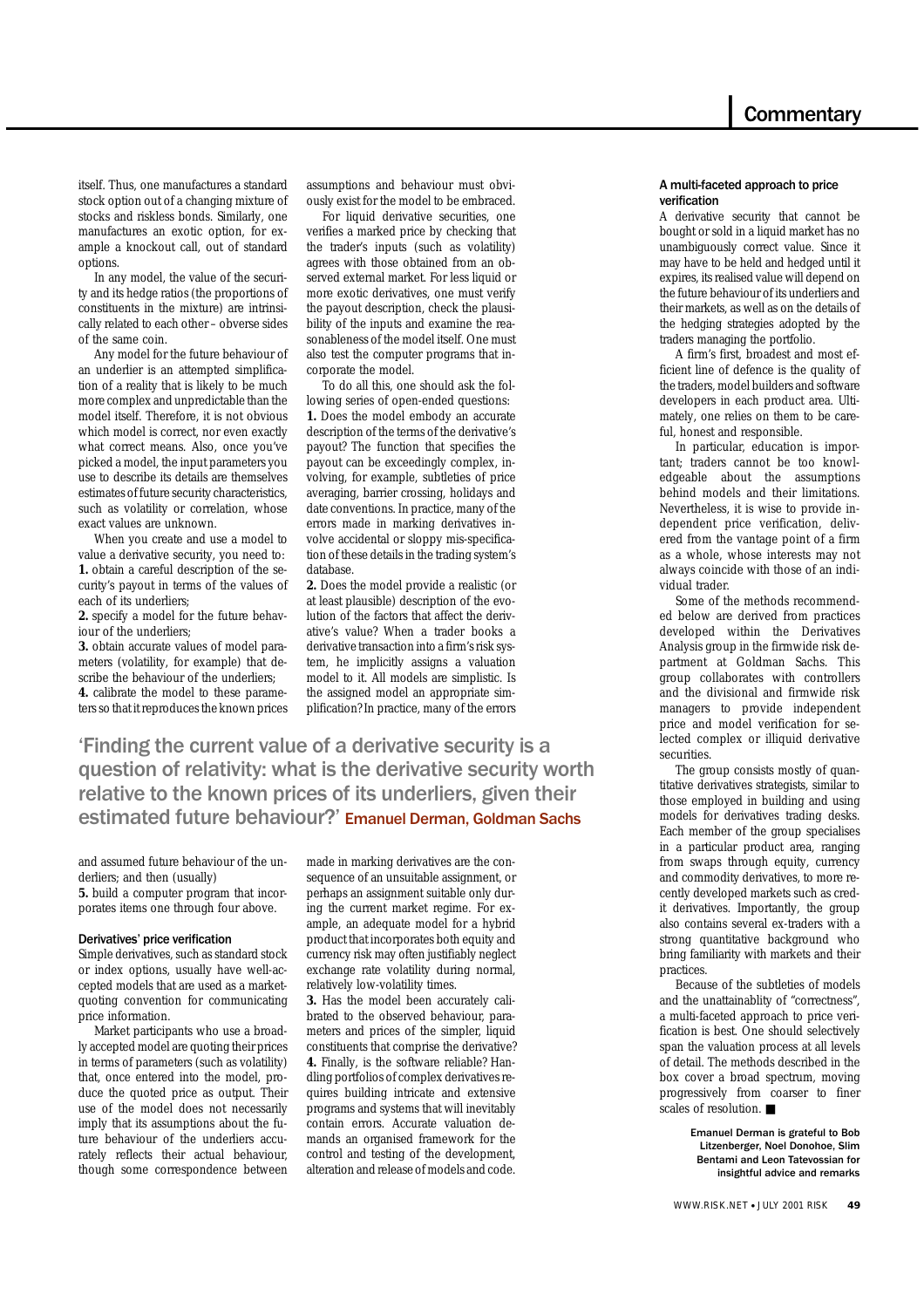itself. Thus, one manufactures a standard stock option out of a changing mixture of stocks and riskless bonds. Similarly, one manufactures an exotic option, for example a knockout call, out of standard options.

In any model, the value of the security and its hedge ratios (the proportions of constituents in the mixture) are intrinsically related to each other – obverse sides of the same coin.

Any model for the future behaviour of an underlier is an attempted simplification of a reality that is likely to be much more complex and unpredictable than the model itself. Therefore, it is not obvious which model is correct, nor even exactly what correct means. Also, once you've picked a model, the input parameters you use to describe its details are themselves estimates of future security characteristics, such as volatility or correlation, whose exact values are unknown.

When you create and use a model to value a derivative security, you need to:
**1.** obtain a careful description of the security's payout in terms of the values of each of its underliers;
**2.** specify a model for the future behaviour of the underliers;
**3.** obtain accurate values of model parameters (volatility, for example) that describe the behaviour of the underliers;
**4.** calibrate the model to these parameters so that it reproduces the known prices and assumed future behaviour of the underliers; and then (usually)
**5.** build a computer program that incorporates items one through four above.

### Derivatives' price verification

Simple derivatives, such as standard stock or index options, usually have well-accepted models that are used as a market-quoting convention for communicating price information.

Market participants who use a broadly accepted model are quoting their prices in terms of parameters (such as volatility) that, once entered into the model, produce the quoted price as output. Their use of the model does not necessarily imply that its assumptions about the future behaviour of the underliers accurately reflects their actual behaviour, though some correspondence between assumptions and behaviour must obviously exist for the model to be embraced.

For liquid derivative securities, one verifies a marked price by checking that the trader's inputs (such as volatility) agrees with those obtained from an observed external market. For less liquid or more exotic derivatives, one must verify the payout description, check the plausibility of the inputs and examine the reasonableness of the model itself. One must also test the computer programs that incorporate the model.

To do all this, one should ask the following series of open-ended questions:
**1.** Does the model embody an accurate description of the terms of the derivative's payout? The function that specifies the payout can be exceedingly complex, involving, for example, subtleties of price averaging, barrier crossing, holidays and date conventions. In practice, many of the errors made in marking derivatives involve accidental or sloppy mis-specification of these details in the trading system's database.
**2.** Does the model provide a realistic (or at least plausible) description of the evolution of the factors that affect the derivative's value? When a trader books a derivative transaction into a firm's risk system, he implicitly assigns a valuation model to it. All models are simplistic. Is the assigned model an appropriate simplification? In practice, many of the errors made in marking derivatives are the consequence of an unsuitable assignment, or perhaps an assignment suitable only during the current market regime. For example, an adequate model for a hybrid product that incorporates both equity and currency risk may often justifiably neglect exchange rate volatility during normal, relatively low-volatility times.
**3.** Has the model been accurately calibrated to the observed behaviour, parameters and prices of the simpler, liquid constituents that comprise the derivative?
**4.** Finally, is the software reliable? Handling portfolios of complex derivatives requires building intricate and extensive programs and systems that will inevitably contain errors. Accurate valuation demands an organised framework for the control and testing of the development, alteration and release of models and code.

> 'Finding the current value of a derivative security is a question of relativity: what is the derivative security worth relative to the known prices of its underliers, given their estimated future behaviour?' Emanuel Derman, Goldman Sachs

### A multi-faceted approach to price verification

A derivative security that cannot be bought or sold in a liquid market has no unambiguously correct value. Since it may have to be held and hedged until it expires, its realised value will depend on the future behaviour of its underliers and their markets, as well as on the details of the hedging strategies adopted by the traders managing the portfolio.

A firm's first, broadest and most efficient line of defence is the quality of the traders, model builders and software developers in each product area. Ultimately, one relies on them to be careful, honest and responsible.

In particular, education is important; traders cannot be too knowledgeable about the assumptions behind models and their limitations. Nevertheless, it is wise to provide independent price verification, delivered from the vantage point of a firm as a whole, whose interests may not always coincide with those of an individual trader.

Some of the methods recommended below are derived from practices developed within the Derivatives Analysis group in the firmwide risk department at Goldman Sachs. This group collaborates with controllers and the divisional and firmwide risk managers to provide independent price and model verification for selected complex or illiquid derivative securities.

The group consists mostly of quantitative derivatives strategists, similar to those employed in building and using models for derivatives trading desks. Each member of the group specialises in a particular product area, ranging from swaps through equity, currency and commodity derivatives, to more recently developed markets such as credit derivatives. Importantly, the group also contains several ex-traders with a strong quantitative background who bring familiarity with markets and their practices.

Because of the subtleties of models and the unattainablity of "correctness", a multi-faceted approach to price verification is best. One should selectively span the valuation process at all levels of detail. The methods described in the box cover a broad spectrum, moving progressively from coarser to finer scales of resolution. ■

**Emanuel Derman is grateful to Bob Litzenberger, Noel Donohoe, Slim Bentami and Leon Tatevossian for insightful advice and remarks**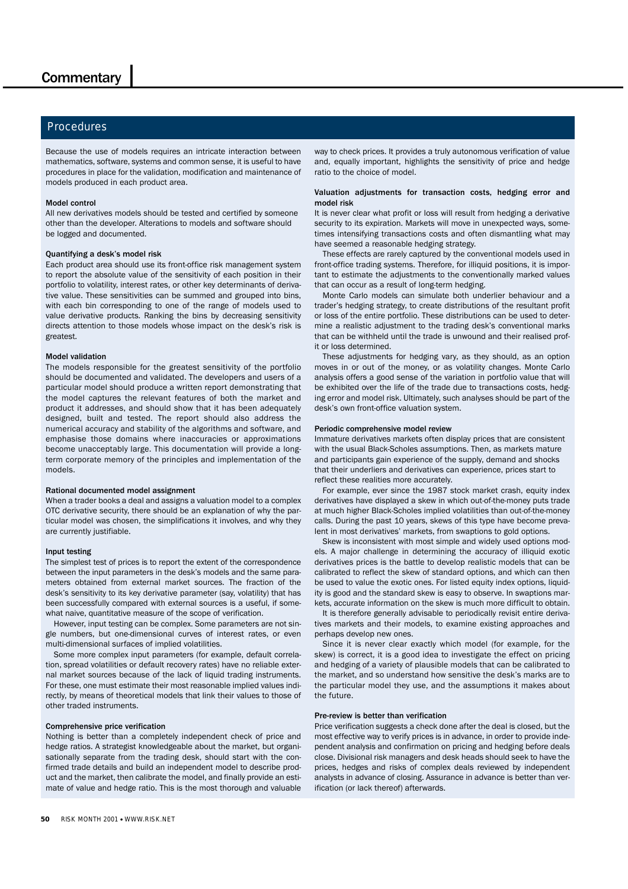## Procedures

Because the use of models requires an intricate interaction between mathematics, software, systems and common sense, it is useful to have procedures in place for the validation, modification and maintenance of models produced in each product area.

### Model control

All new derivatives models should be tested and certified by someone other than the developer. Alterations to models and software should be logged and documented.

### Quantifying a desk's model risk

Each product area should use its front-office risk management system to report the absolute value of the sensitivity of each position in their portfolio to volatility, interest rates, or other key determinants of derivative value. These sensitivities can be summed and grouped into bins, with each bin corresponding to one of the range of models used to value derivative products. Ranking the bins by decreasing sensitivity directs attention to those models whose impact on the desk's risk is greatest.

### Model validation

The models responsible for the greatest sensitivity of the portfolio should be documented and validated. The developers and users of a particular model should produce a written report demonstrating that the model captures the relevant features of both the market and product it addresses, and should show that it has been adequately designed, built and tested. The report should also address the numerical accuracy and stability of the algorithms and software, and emphasise those domains where inaccuracies or approximations become unacceptably large. This documentation will provide a long-term corporate memory of the principles and implementation of the models.

### Rational documented model assignment

When a trader books a deal and assigns a valuation model to a complex OTC derivative security, there should be an explanation of why the particular model was chosen, the simplifications it involves, and why they are currently justifiable.

### Input testing

The simplest test of prices is to report the extent of the correspondence between the input parameters in the desk's models and the same parameters obtained from external market sources. The fraction of the desk's sensitivity to its key derivative parameter (say, volatility) that has been successfully compared with external sources is a useful, if somewhat naive, quantitative measure of the scope of verification.

However, input testing can be complex. Some parameters are not single numbers, but one-dimensional curves of interest rates, or even multi-dimensional surfaces of implied volatilities.

Some more complex input parameters (for example, default correlation, spread volatilities or default recovery rates) have no reliable external market sources because of the lack of liquid trading instruments. For these, one must estimate their most reasonable implied values indirectly, by means of theoretical models that link their values to those of other traded instruments.

### Comprehensive price verification

Nothing is better than a completely independent check of price and hedge ratios. A strategist knowledgeable about the market, but organisationally separate from the trading desk, should start with the confirmed trade details and build an independent model to describe product and the market, then calibrate the model, and finally provide an estimate of value and hedge ratio. This is the most thorough and valuable way to check prices. It provides a truly autonomous verification of value and, equally important, highlights the sensitivity of price and hedge ratio to the choice of model.

### Valuation adjustments for transaction costs, hedging error and model risk

It is never clear what profit or loss will result from hedging a derivative security to its expiration. Markets will move in unexpected ways, sometimes intensifying transactions costs and often dismantling what may have seemed a reasonable hedging strategy.

These effects are rarely captured by the conventional models used in front-office trading systems. Therefore, for illiquid positions, it is important to estimate the adjustments to the conventionally marked values that can occur as a result of long-term hedging.

Monte Carlo models can simulate both underlier behaviour and a trader's hedging strategy, to create distributions of the resultant profit or loss of the entire portfolio. These distributions can be used to determine a realistic adjustment to the trading desk's conventional marks that can be withheld until the trade is unwound and their realised profit or loss determined.

These adjustments for hedging vary, as they should, as an option moves in or out of the money, or as volatility changes. Monte Carlo analysis offers a good sense of the variation in portfolio value that will be exhibited over the life of the trade due to transactions costs, hedging error and model risk. Ultimately, such analyses should be part of the desk's own front-office valuation system.

### Periodic comprehensive model review

Immature derivatives markets often display prices that are consistent with the usual Black-Scholes assumptions. Then, as markets mature and participants gain experience of the supply, demand and shocks that their underliers and derivatives can experience, prices start to reflect these realities more accurately.

For example, ever since the 1987 stock market crash, equity index derivatives have displayed a skew in which out-of-the-money puts trade at much higher Black-Scholes implied volatilities than out-of-the-money calls. During the past 10 years, skews of this type have become prevalent in most derivatives' markets, from swaptions to gold options.

Skew is inconsistent with most simple and widely used options models. A major challenge in determining the accuracy of illiquid exotic derivatives prices is the battle to develop realistic models that can be calibrated to reflect the skew of standard options, and which can then be used to value the exotic ones. For listed equity index options, liquidity is good and the standard skew is easy to observe. In swaptions markets, accurate information on the skew is much more difficult to obtain.

It is therefore generally advisable to periodically revisit entire derivatives markets and their models, to examine existing approaches and perhaps develop new ones.

Since it is never clear exactly which model (for example, for the skew) is correct, it is a good idea to investigate the effect on pricing and hedging of a variety of plausible models that can be calibrated to the market, and so understand how sensitive the desk's marks are to the particular model they use, and the assumptions it makes about the future.

### Pre-review is better than verification

Price verification suggests a check done after the deal is closed, but the most effective way to verify prices is in advance, in order to provide independent analysis and confirmation on pricing and hedging before deals close. Divisional risk managers and desk heads should seek to have the prices, hedges and risks of complex deals reviewed by independent analysts in advance of closing. Assurance in advance is better than verification (or lack thereof) afterwards.